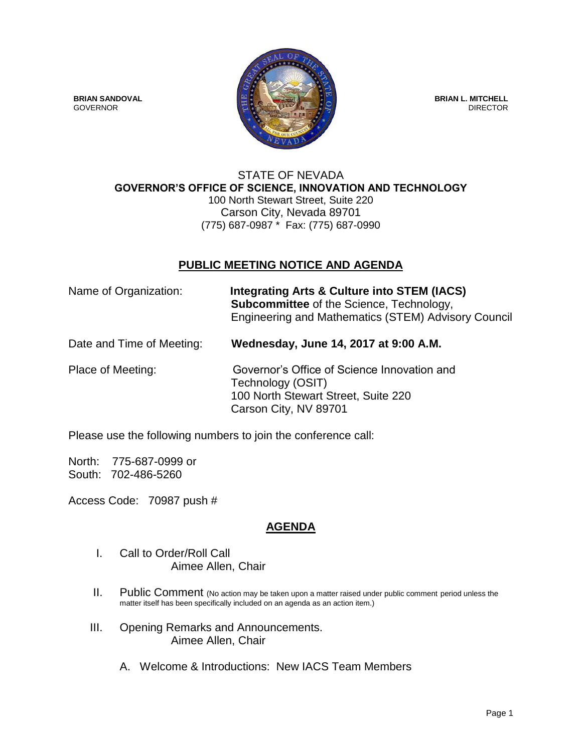**BRIAN SANDOVAL**
GOVERNOR

**BRIAN L. MITCHELL**
DIRECTOR

STATE OF NEVADA
**GOVERNOR'S OFFICE OF SCIENCE, INNOVATION AND TECHNOLOGY**
100 North Stewart Street, Suite 220
Carson City, Nevada 89701
(775) 687-0987 * Fax: (775) 687-0990

## PUBLIC MEETING NOTICE AND AGENDA

Name of Organization: **Integrating Arts & Culture into STEM (IACS) Subcommittee** of the Science, Technology, Engineering and Mathematics (STEM) Advisory Council

Date and Time of Meeting: **Wednesday, June 14, 2017 at 9:00 A.M.**

Place of Meeting: Governor's Office of Science Innovation and Technology (OSIT)
100 North Stewart Street, Suite 220
Carson City, NV 89701

Please use the following numbers to join the conference call:

North: 775-687-0999 or
South: 702-486-5260

Access Code: 70987 push #

## AGENDA

I. Call to Order/Roll Call
Aimee Allen, Chair

II. Public Comment (No action may be taken upon a matter raised under public comment period unless the matter itself has been specifically included on an agenda as an action item.)

III. Opening Remarks and Announcements.
Aimee Allen, Chair

A. Welcome & Introductions: New IACS Team Members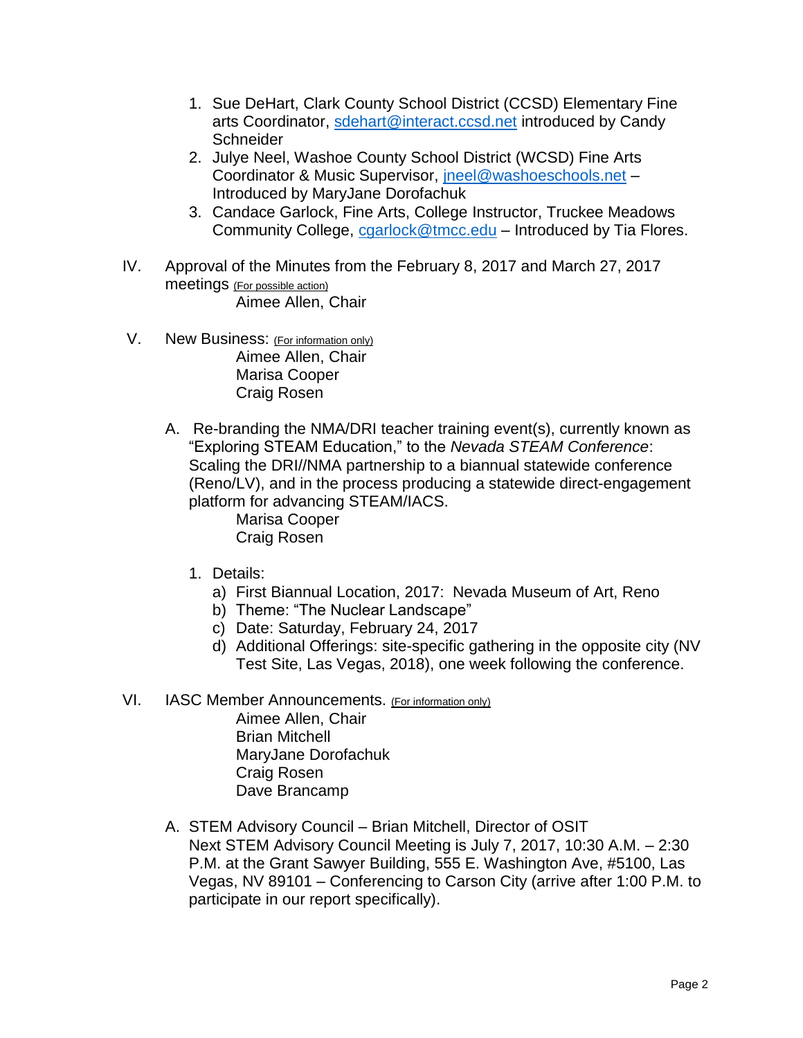1. Sue DeHart, Clark County School District (CCSD) Elementary Fine arts Coordinator, sdehart@interact.ccsd.net introduced by Candy Schneider
2. Julye Neel, Washoe County School District (WCSD) Fine Arts Coordinator & Music Supervisor, jneel@washoeschools.net – Introduced by MaryJane Dorofachuk
3. Candace Garlock, Fine Arts, College Instructor, Truckee Meadows Community College, cgarlock@tmcc.edu – Introduced by Tia Flores.

IV. Approval of the Minutes from the February 8, 2017 and March 27, 2017 meetings (For possible action)
Aimee Allen, Chair

V. New Business: (For information only)
Aimee Allen, Chair
Marisa Cooper
Craig Rosen

A. Re-branding the NMA/DRI teacher training event(s), currently known as "Exploring STEAM Education," to the *Nevada STEAM Conference*: Scaling the DRI//NMA partnership to a biannual statewide conference (Reno/LV), and in the process producing a statewide direct-engagement platform for advancing STEAM/IACS.
Marisa Cooper
Craig Rosen

1. Details:
   a) First Biannual Location, 2017: Nevada Museum of Art, Reno
   b) Theme: "The Nuclear Landscape"
   c) Date: Saturday, February 24, 2017
   d) Additional Offerings: site-specific gathering in the opposite city (NV Test Site, Las Vegas, 2018), one week following the conference.

VI. IASC Member Announcements. (For information only)
Aimee Allen, Chair
Brian Mitchell
MaryJane Dorofachuk
Craig Rosen
Dave Brancamp

A. STEM Advisory Council – Brian Mitchell, Director of OSIT
Next STEM Advisory Council Meeting is July 7, 2017, 10:30 A.M. – 2:30 P.M. at the Grant Sawyer Building, 555 E. Washington Ave, #5100, Las Vegas, NV 89101 – Conferencing to Carson City (arrive after 1:00 P.M. to participate in our report specifically).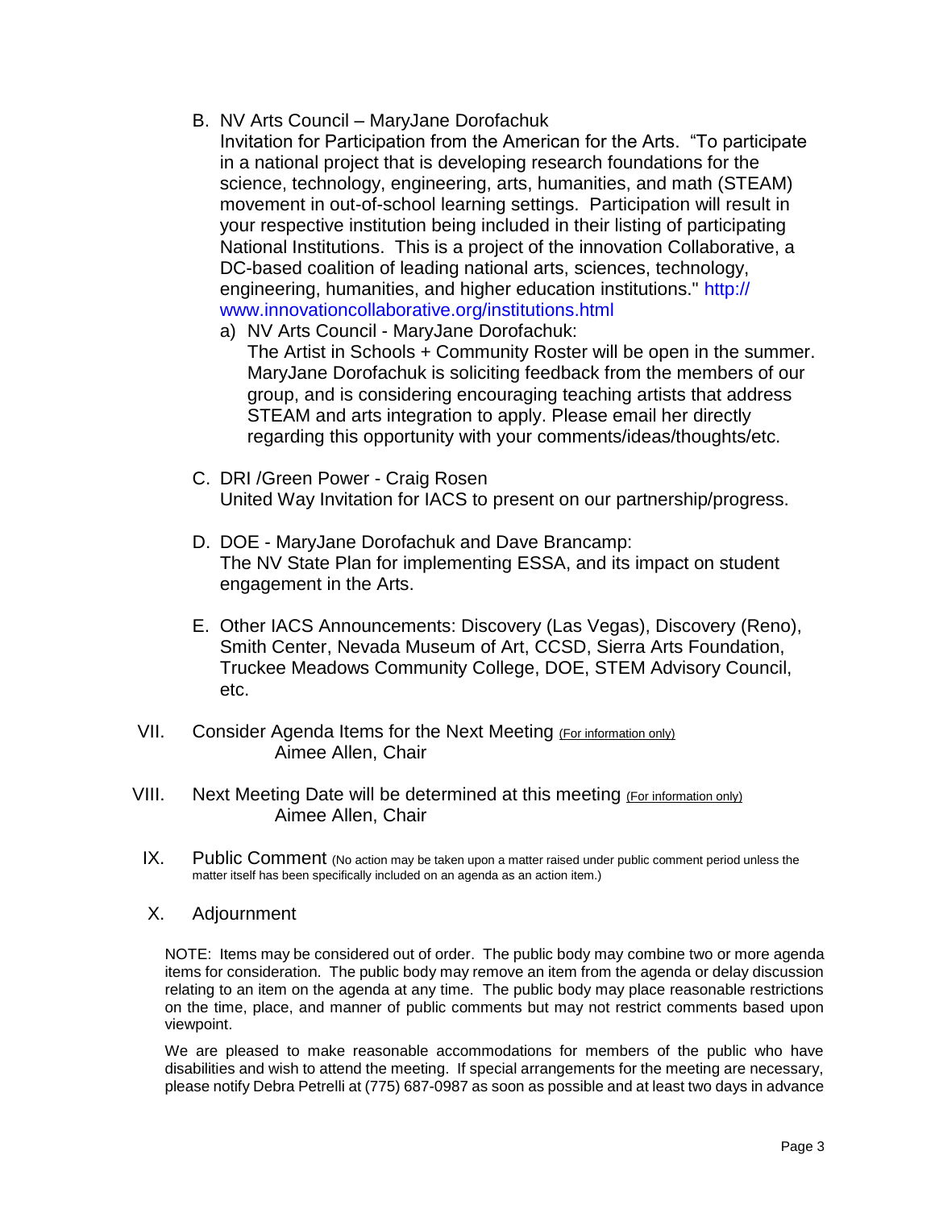B. NV Arts Council – MaryJane Dorofachuk
   Invitation for Participation from the American for the Arts. "To participate in a national project that is developing research foundations for the science, technology, engineering, arts, humanities, and math (STEAM) movement in out-of-school learning settings. Participation will result in your respective institution being included in their listing of participating National Institutions. This is a project of the innovation Collaborative, a DC-based coalition of leading national arts, sciences, technology, engineering, humanities, and higher education institutions." http://www.innovationcollaborative.org/institutions.html

   a) NV Arts Council - MaryJane Dorofachuk:
      The Artist in Schools + Community Roster will be open in the summer. MaryJane Dorofachuk is soliciting feedback from the members of our group, and is considering encouraging teaching artists that address STEAM and arts integration to apply. Please email her directly regarding this opportunity with your comments/ideas/thoughts/etc.

C. DRI /Green Power - Craig Rosen
   United Way Invitation for IACS to present on our partnership/progress.

D. DOE - MaryJane Dorofachuk and Dave Brancamp:
   The NV State Plan for implementing ESSA, and its impact on student engagement in the Arts.

E. Other IACS Announcements: Discovery (Las Vegas), Discovery (Reno), Smith Center, Nevada Museum of Art, CCSD, Sierra Arts Foundation, Truckee Meadows Community College, DOE, STEM Advisory Council, etc.

VII. Consider Agenda Items for the Next Meeting (For information only)
     Aimee Allen, Chair

VIII. Next Meeting Date will be determined at this meeting (For information only)
      Aimee Allen, Chair

IX. Public Comment (No action may be taken upon a matter raised under public comment period unless the matter itself has been specifically included on an agenda as an action item.)

X. Adjournment

NOTE: Items may be considered out of order. The public body may combine two or more agenda items for consideration. The public body may remove an item from the agenda or delay discussion relating to an item on the agenda at any time. The public body may place reasonable restrictions on the time, place, and manner of public comments but may not restrict comments based upon viewpoint.

We are pleased to make reasonable accommodations for members of the public who have disabilities and wish to attend the meeting. If special arrangements for the meeting are necessary, please notify Debra Petrelli at (775) 687-0987 as soon as possible and at least two days in advance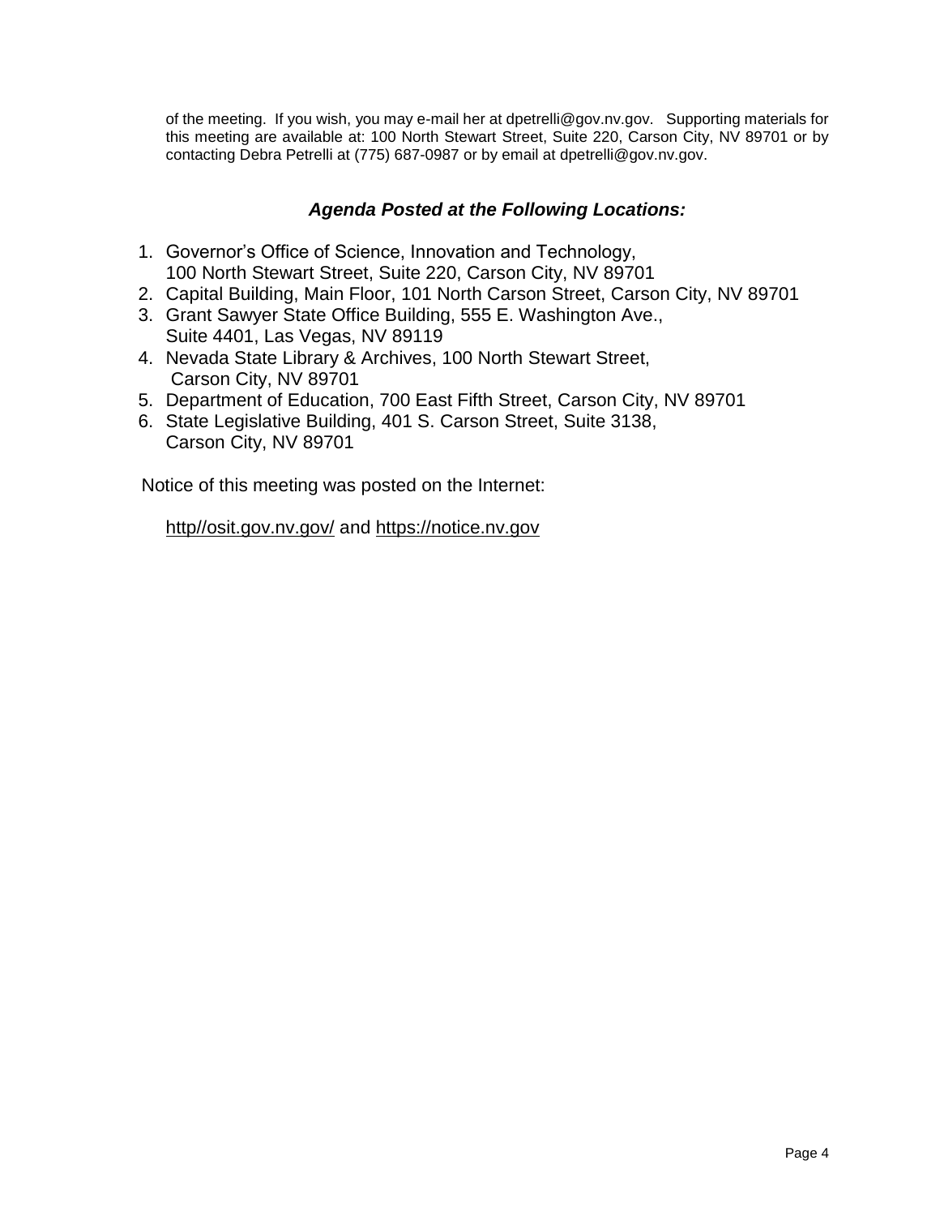of the meeting. If you wish, you may e-mail her at dpetrelli@gov.nv.gov. Supporting materials for this meeting are available at: 100 North Stewart Street, Suite 220, Carson City, NV 89701 or by contacting Debra Petrelli at (775) 687-0987 or by email at dpetrelli@gov.nv.gov.

### ***Agenda Posted at the Following Locations:***

1. Governor's Office of Science, Innovation and Technology, 100 North Stewart Street, Suite 220, Carson City, NV 89701
2. Capital Building, Main Floor, 101 North Carson Street, Carson City, NV 89701
3. Grant Sawyer State Office Building, 555 E. Washington Ave., Suite 4401, Las Vegas, NV 89119
4. Nevada State Library & Archives, 100 North Stewart Street, Carson City, NV 89701
5. Department of Education, 700 East Fifth Street, Carson City, NV 89701
6. State Legislative Building, 401 S. Carson Street, Suite 3138, Carson City, NV 89701

Notice of this meeting was posted on the Internet:

http//osit.gov.nv.gov/ and https://notice.nv.gov